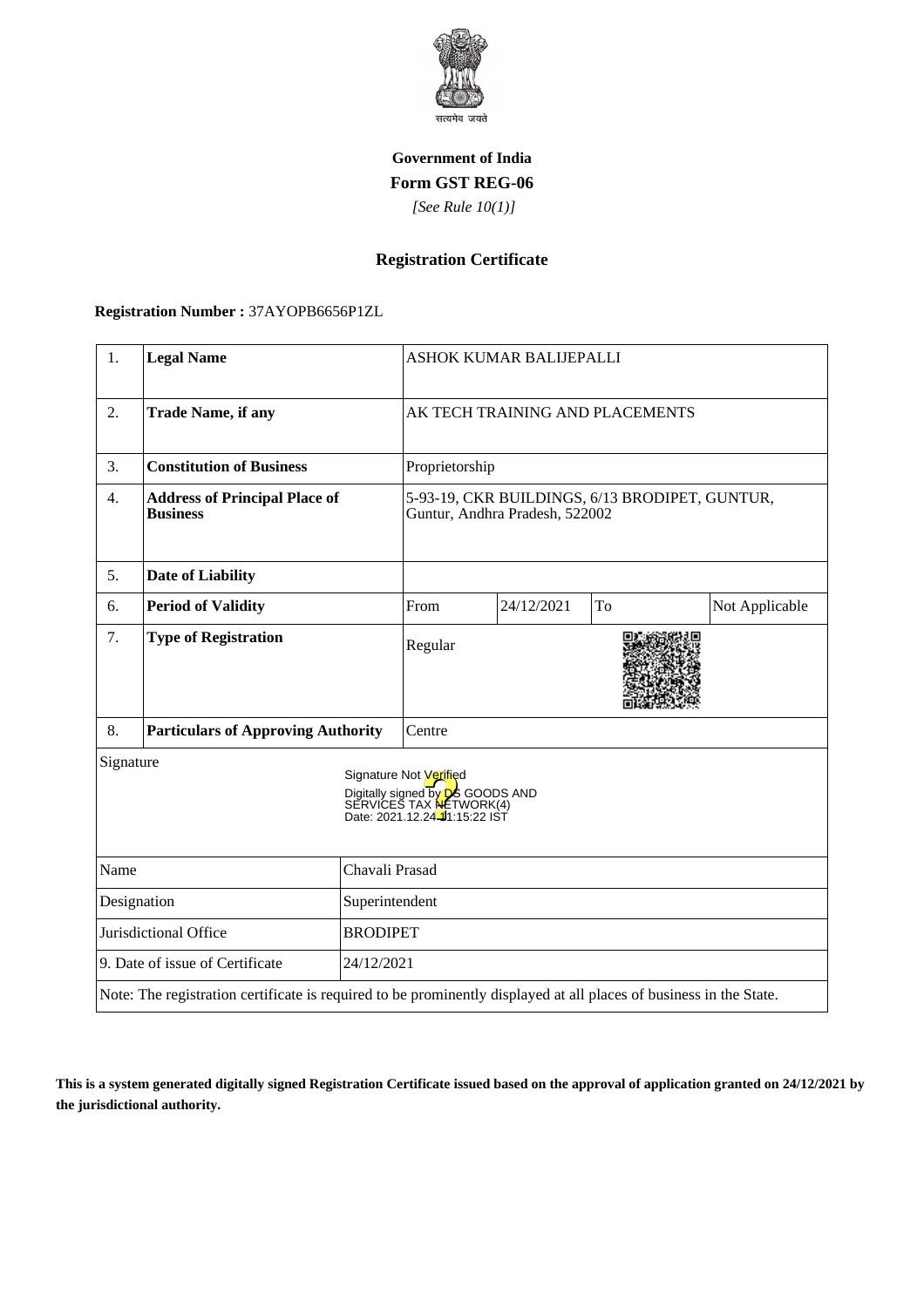सत्यमेव जयते

**Government of India**

**Form GST REG-06**

*[See Rule 10(1)]*

## Registration Certificate

**Registration Number :** 37AYOPB6656P1ZL

| | | | | | | |
|---|---|---|---|---|---|---|
| 1. | **Legal Name** | ASHOK KUMAR BALIJEPALLI | | | | |
| 2. | **Trade Name, if any** | AK TECH TRAINING AND PLACEMENTS | | | | |
| 3. | **Constitution of Business** | Proprietorship | | | | |
| 4. | **Address of Principal Place of Business** | 5-93-19, CKR BUILDINGS, 6/13 BRODIPET, GUNTUR, Guntur, Andhra Pradesh, 522002 | | | | |
| 5. | **Date of Liability** | | | | | |
| 6. | **Period of Validity** | From | 24/12/2021 | To | Not Applicable | |
| 7. | **Type of Registration** | Regular | | | | |
| 8. | **Particulars of Approving Authority** | Centre | | | | |

Signature

Signature Not Verified
Digitally signed by DS GOODS AND SERVICES TAX NETWORK(4)
Date: 2021.12.24 11:15:22 IST

| | |
|---|---|
| Name | Chavali Prasad |
| Designation | Superintendent |
| Jurisdictional Office | BRODIPET |
| 9. Date of issue of Certificate | 24/12/2021 |

Note: The registration certificate is required to be prominently displayed at all places of business in the State.

**This is a system generated digitally signed Registration Certificate issued based on the approval of application granted on 24/12/2021 by the jurisdictional authority.**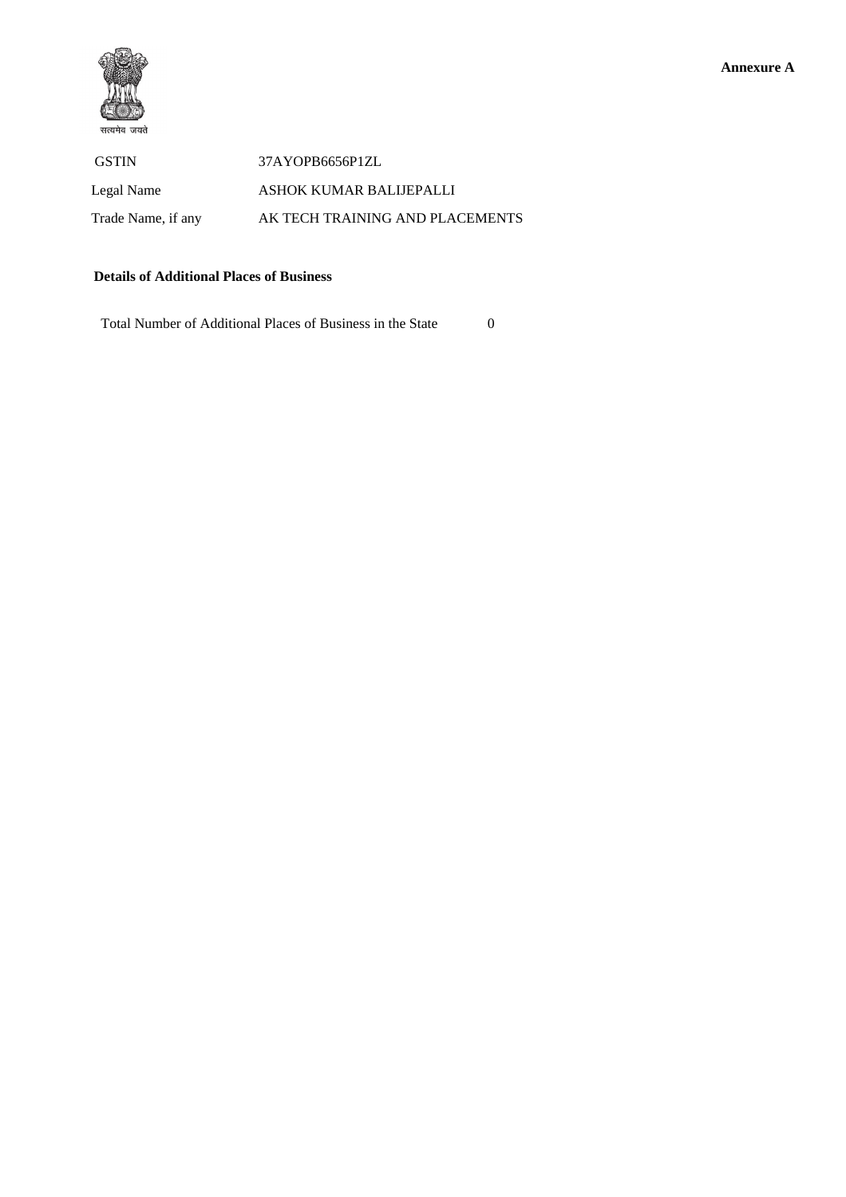**Annexure A**

सत्यमेव जयते

| | |
|---|---|
| GSTIN | 37AYOPB6656P1ZL |
| Legal Name | ASHOK KUMAR BALIJEPALLI |
| Trade Name, if any | AK TECH TRAINING AND PLACEMENTS |

**Details of Additional Places of Business**

Total Number of Additional Places of Business in the State 0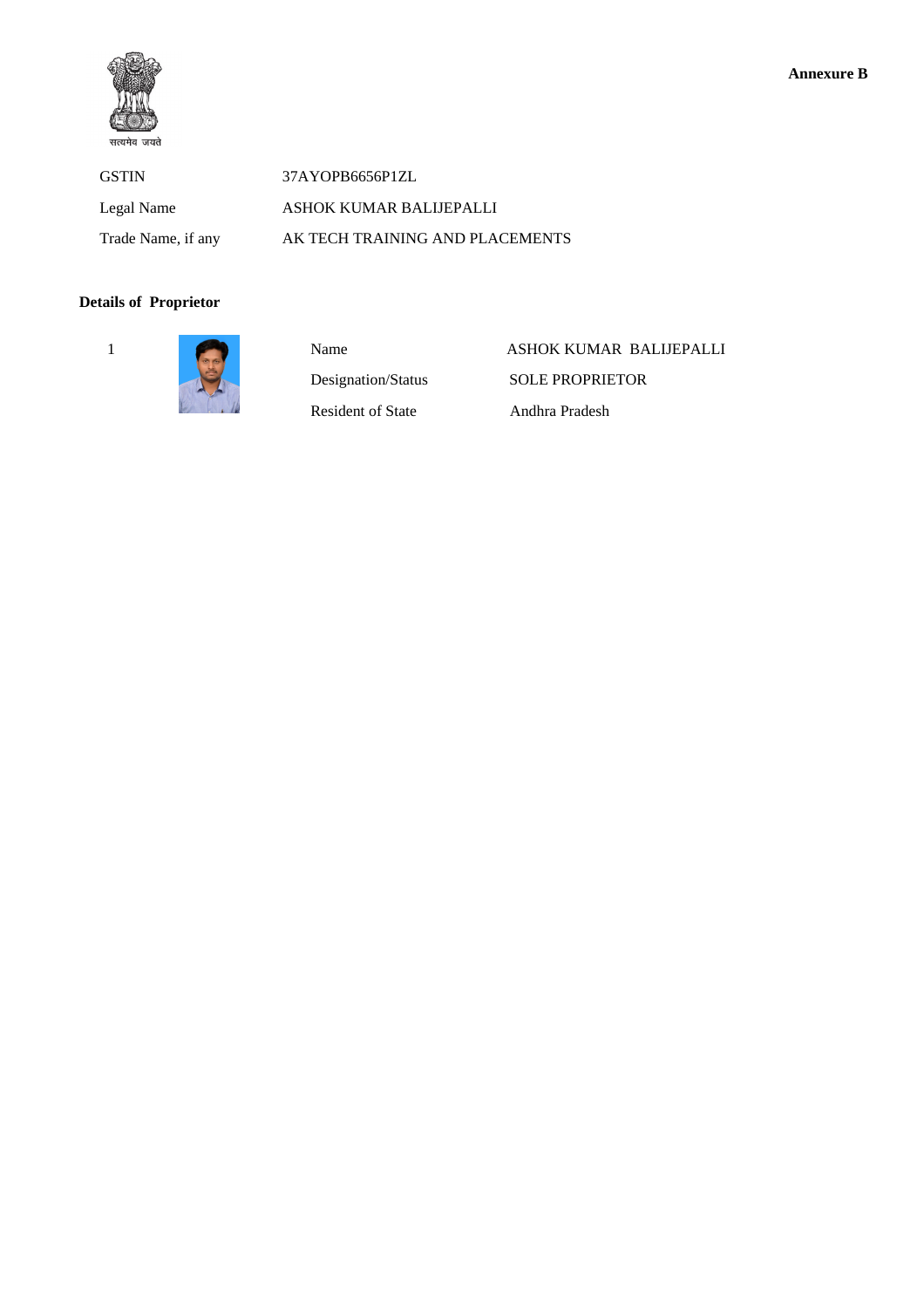**Annexure B**

| | |
|---|---|
| GSTIN | 37AYOPB6656P1ZL |
| Legal Name | ASHOK KUMAR BALIJEPALLI |
| Trade Name, if any | AK TECH TRAINING AND PLACEMENTS |

**Details of Proprietor**

| | | |
|---|---|---|
| 1 | Name | ASHOK KUMAR BALIJEPALLI |
| | Designation/Status | SOLE PROPRIETOR |
| | Resident of State | Andhra Pradesh |